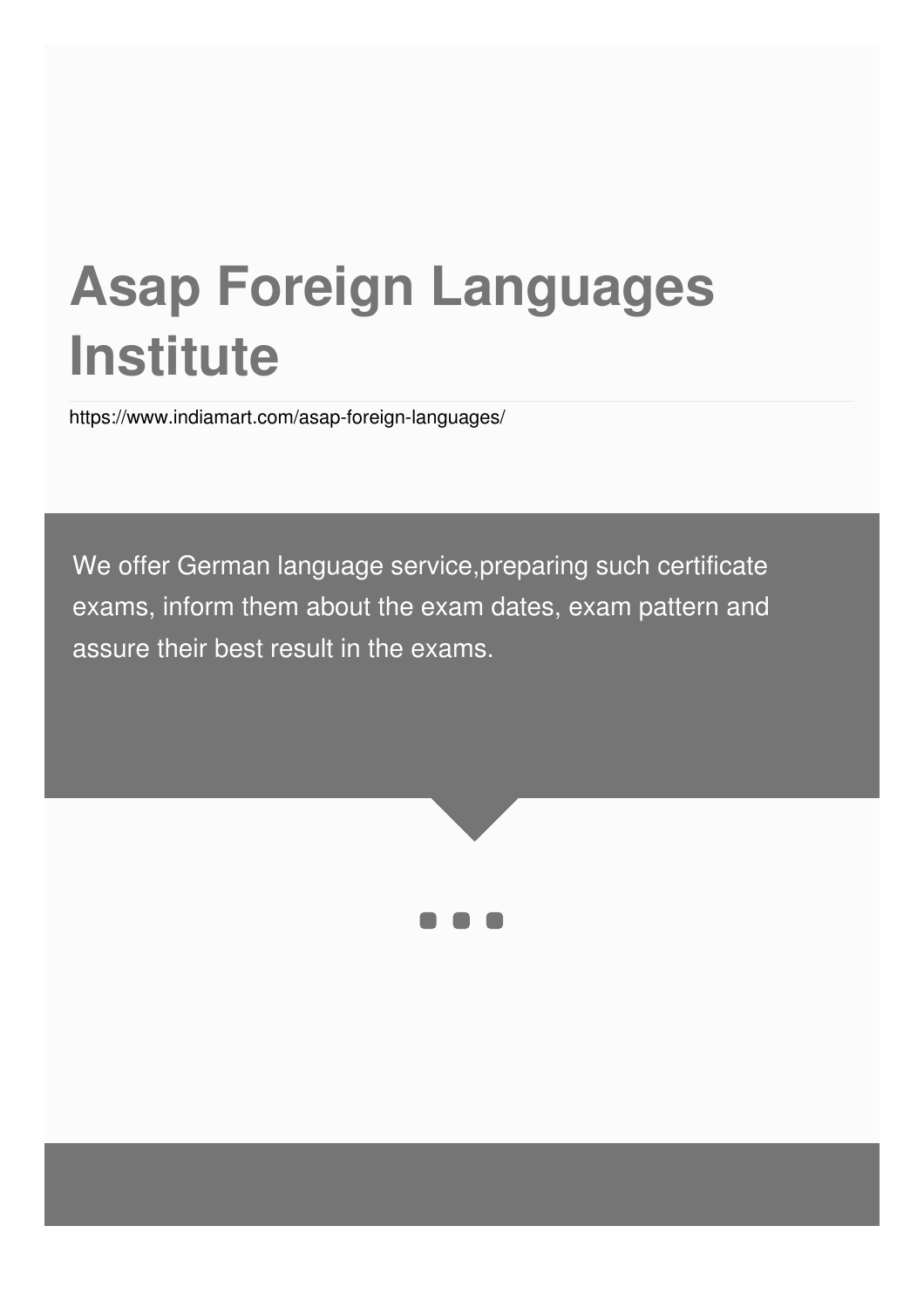# Asap Foreign Languages Institute

https://www.indiamart.com/asap-foreign-languages/

We offer German language service,preparing such certificate exams, inform them about the exam dates, exam pattern and assure their best result in the exams.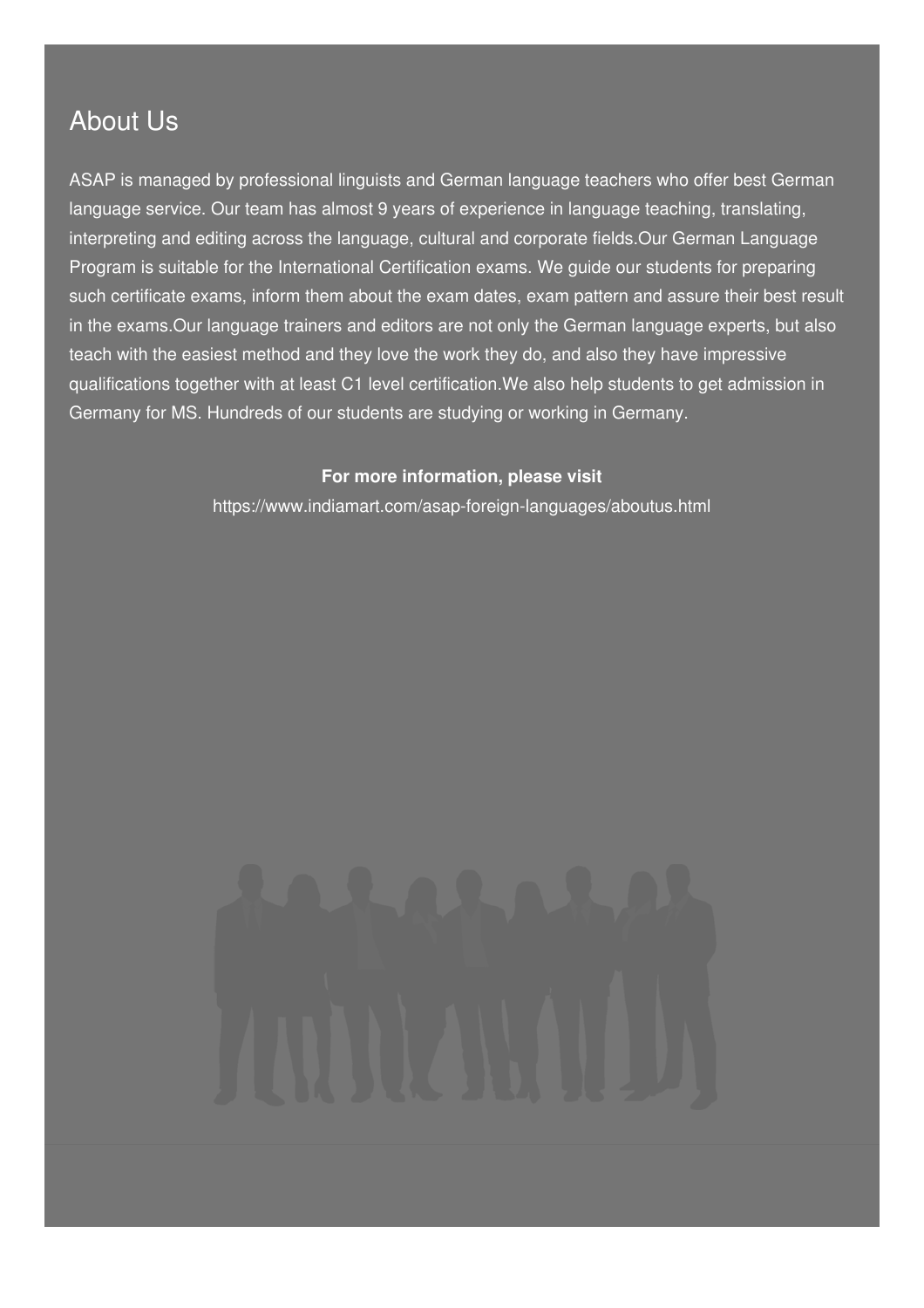## About Us

ASAP is managed by professional linguists and German language teachers who offer best German language service. Our team has almost 9 years of experience in language teaching, translating, interpreting and editing across the language, cultural and corporate fields.Our German Language Program is suitable for the International Certification exams. We guide our students for preparing such certificate exams, inform them about the exam dates, exam pattern and assure their best result in the exams.Our language trainers and editors are not only the German language experts, but also teach with the easiest method and they love the work they do, and also they have impressive qualifications together with at least C1 level certification.We also help students to get admission in Germany for MS. Hundreds of our students are studying or working in Germany.

**For more information, please visit**

https://www.indiamart.com/asap-foreign-languages/aboutus.html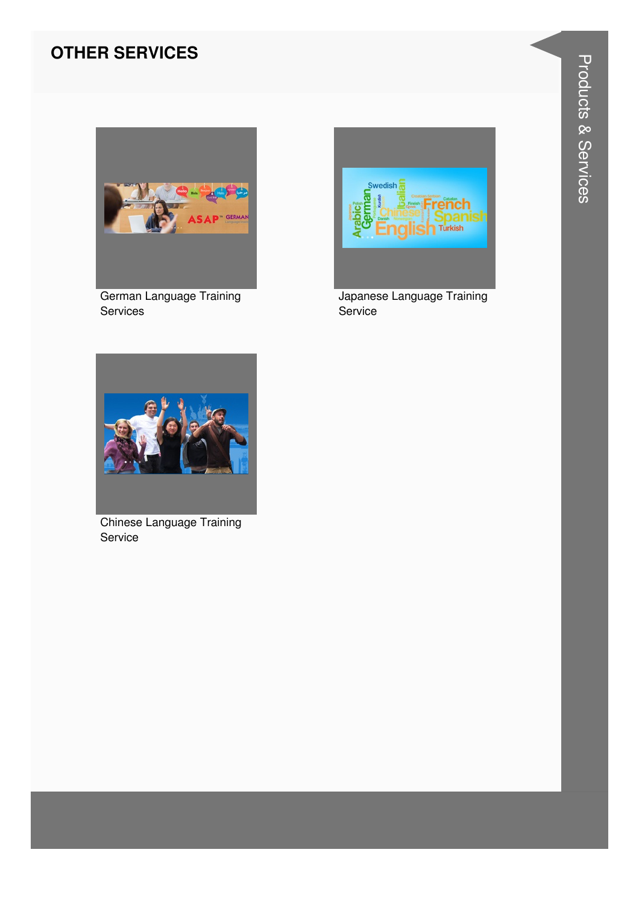## OTHER SERVICES

German Language Training Services

Japanese Language Training Service

Chinese Language Training Service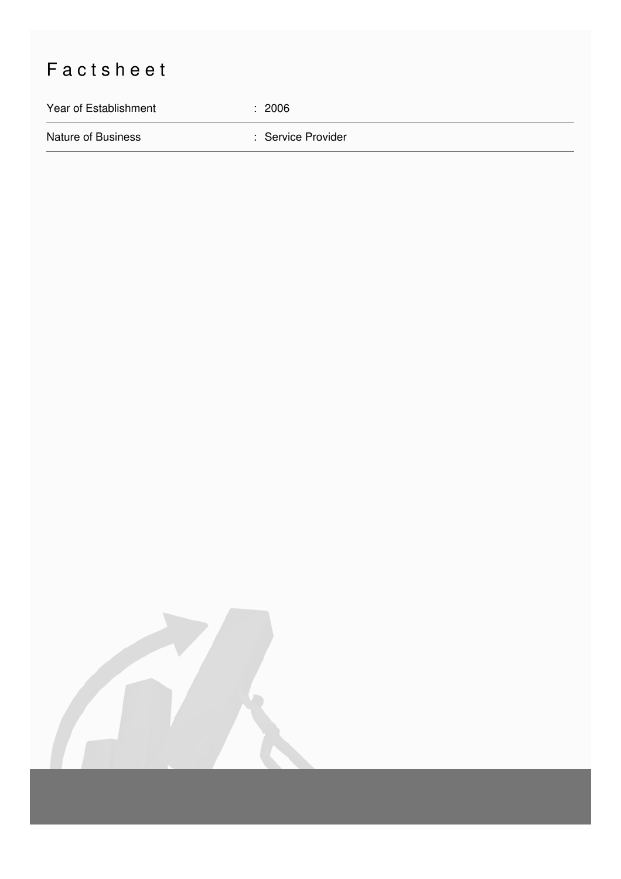# Factsheet

| | |
|---|---|
| Year of Establishment | : 2006 |
| Nature of Business | : Service Provider |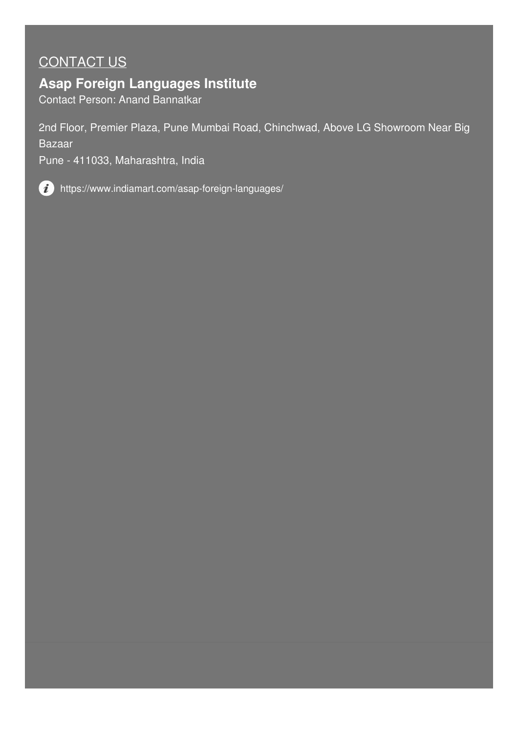## CONTACT US

### Asap Foreign Languages Institute

Contact Person: Anand Bannatkar

2nd Floor, Premier Plaza, Pune Mumbai Road, Chinchwad, Above LG Showroom Near Big Bazaar
Pune - 411033, Maharashtra, India

https://www.indiamart.com/asap-foreign-languages/